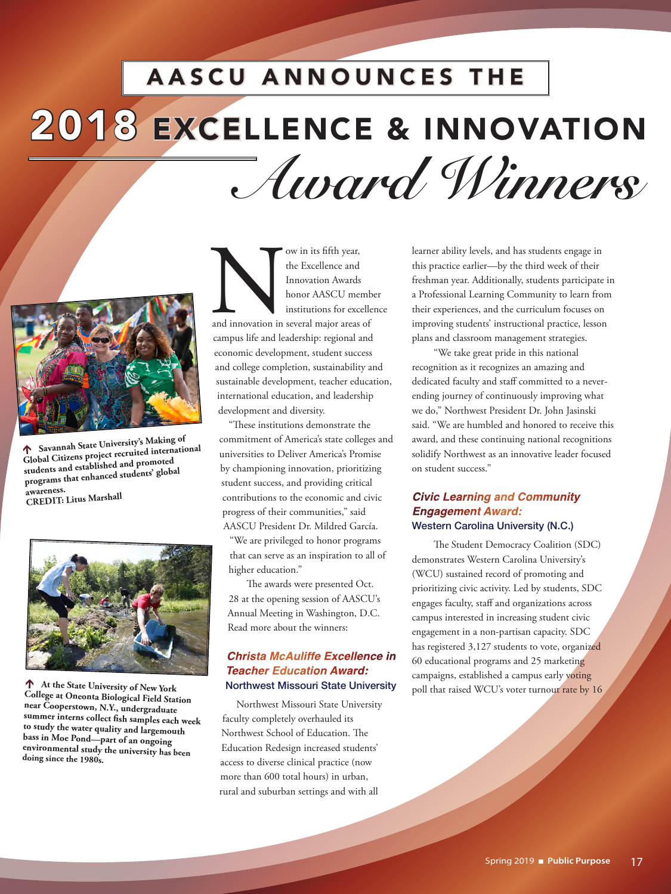# AASCU ANNOUNCES THE 2018 EXCELLENCE & INNOVATION *Award Winners*

↑ Savannah State University's Making of Global Citizens project recruited international students and established and promoted programs that enhanced students' global awareness.
CREDIT: Litus Marshall

↑ At the State University of New York College at Oneonta Biological Field Station near Cooperstown, N.Y., undergraduate summer interns collect fish samples each week to study the water quality and largemouth bass in Moe Pond—part of an ongoing environmental study the university has been doing since the 1980s.

Now in its fifth year, the Excellence and Innovation Awards honor AASCU member institutions for excellence and innovation in several major areas of campus life and leadership: regional and economic development, student success and college completion, sustainability and sustainable development, teacher education, international education, and leadership development and diversity.

"These institutions demonstrate the commitment of America's state colleges and universities to Deliver America's Promise by championing innovation, prioritizing student success, and providing critical contributions to the economic and civic progress of their communities," said AASCU President Dr. Mildred García. "We are privileged to honor programs that can serve as an inspiration to all of higher education."

The awards were presented Oct. 28 at the opening session of AASCU's Annual Meeting in Washington, D.C. Read more about the winners:

### *Christa McAuliffe Excellence in Teacher Education Award:*
**Northwest Missouri State University**

Northwest Missouri State University faculty completely overhauled its Northwest School of Education. The Education Redesign increased students' access to diverse clinical practice (now more than 600 total hours) in urban, rural and suburban settings and with all learner ability levels, and has students engage in this practice earlier—by the third week of their freshman year. Additionally, students participate in a Professional Learning Community to learn from their experiences, and the curriculum focuses on improving students' instructional practice, lesson plans and classroom management strategies.

"We take great pride in this national recognition as it recognizes an amazing and dedicated faculty and staff committed to a never-ending journey of continuously improving what we do," Northwest President Dr. John Jasinski said. "We are humbled and honored to receive this award, and these continuing national recognitions solidify Northwest as an innovative leader focused on student success."

### *Civic Learning and Community Engagement Award:*
**Western Carolina University (N.C.)**

The Student Democracy Coalition (SDC) demonstrates Western Carolina University's (WCU) sustained record of promoting and prioritizing civic activity. Led by students, SDC engages faculty, staff and organizations across campus interested in increasing student civic engagement in a non-partisan capacity. SDC has registered 3,127 students to vote, organized 60 educational programs and 25 marketing campaigns, established a campus early voting poll that raised WCU's voter turnout rate by 16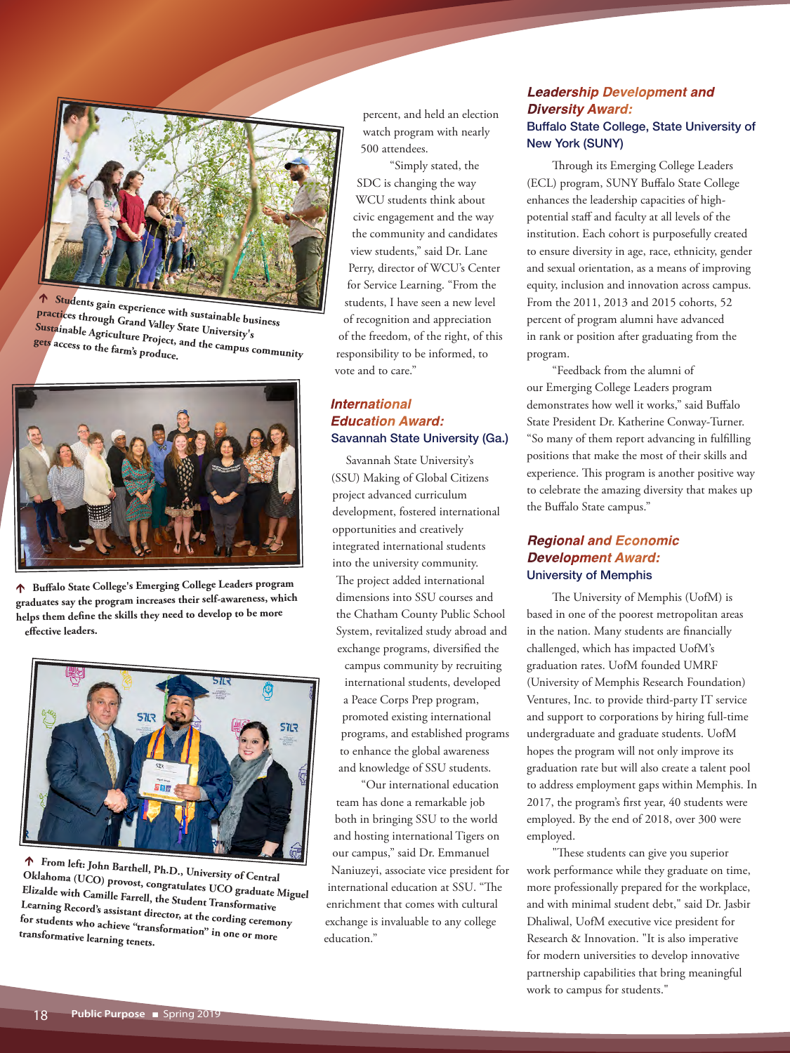↑ Students gain experience with sustainable business practices through Grand Valley State University's Sustainable Agriculture Project, and the campus community gets access to the farm's produce.

↑ Buffalo State College's Emerging College Leaders program graduates say the program increases their self-awareness, which helps them define the skills they need to develop to be more effective leaders.

↑ From left: John Barthell, Ph.D., University of Central Oklahoma (UCO) provost, congratulates UCO graduate Miguel Elizalde with Camille Farrell, the Student Transformative Learning Record's assistant director, at the cording ceremony for students who achieve "transformation" in one or more transformative learning tenets.

percent, and held an election watch program with nearly 500 attendees.

"Simply stated, the SDC is changing the way WCU students think about civic engagement and the way the community and candidates view students," said Dr. Lane Perry, director of WCU's Center for Service Learning. "From the students, I have seen a new level of recognition and appreciation of the freedom, of the right, of this responsibility to be informed, to vote and to care."

## *International Education Award:*
### Savannah State University (Ga.)

Savannah State University's (SSU) Making of Global Citizens project advanced curriculum development, fostered international opportunities and creatively integrated international students into the university community. The project added international dimensions into SSU courses and the Chatham County Public School System, revitalized study abroad and exchange programs, diversified the campus community by recruiting international students, developed a Peace Corps Prep program, promoted existing international programs, and established programs to enhance the global awareness and knowledge of SSU students.

"Our international education team has done a remarkable job both in bringing SSU to the world and hosting international Tigers on our campus," said Dr. Emmanuel Naniuzeyi, associate vice president for international education at SSU. "The enrichment that comes with cultural exchange is invaluable to any college education."

## *Leadership Development and Diversity Award:*
### Buffalo State College, State University of New York (SUNY)

Through its Emerging College Leaders (ECL) program, SUNY Buffalo State College enhances the leadership capacities of high-potential staff and faculty at all levels of the institution. Each cohort is purposefully created to ensure diversity in age, race, ethnicity, gender and sexual orientation, as a means of improving equity, inclusion and innovation across campus. From the 2011, 2013 and 2015 cohorts, 52 percent of program alumni have advanced in rank or position after graduating from the program.

"Feedback from the alumni of our Emerging College Leaders program demonstrates how well it works," said Buffalo State President Dr. Katherine Conway-Turner. "So many of them report advancing in fulfilling positions that make the most of their skills and experience. This program is another positive way to celebrate the amazing diversity that makes up the Buffalo State campus."

## *Regional and Economic Development Award:*
### University of Memphis

The University of Memphis (UofM) is based in one of the poorest metropolitan areas in the nation. Many students are financially challenged, which has impacted UofM's graduation rates. UofM founded UMRF (University of Memphis Research Foundation) Ventures, Inc. to provide third-party IT service and support to corporations by hiring full-time undergraduate and graduate students. UofM hopes the program will not only improve its graduation rate but will also create a talent pool to address employment gaps within Memphis. In 2017, the program's first year, 40 students were employed. By the end of 2018, over 300 were employed.

"These students can give you superior work performance while they graduate on time, more professionally prepared for the workplace, and with minimal student debt," said Dr. Jasbir Dhaliwal, UofM executive vice president for Research & Innovation. "It is also imperative for modern universities to develop innovative partnership capabilities that bring meaningful work to campus for students."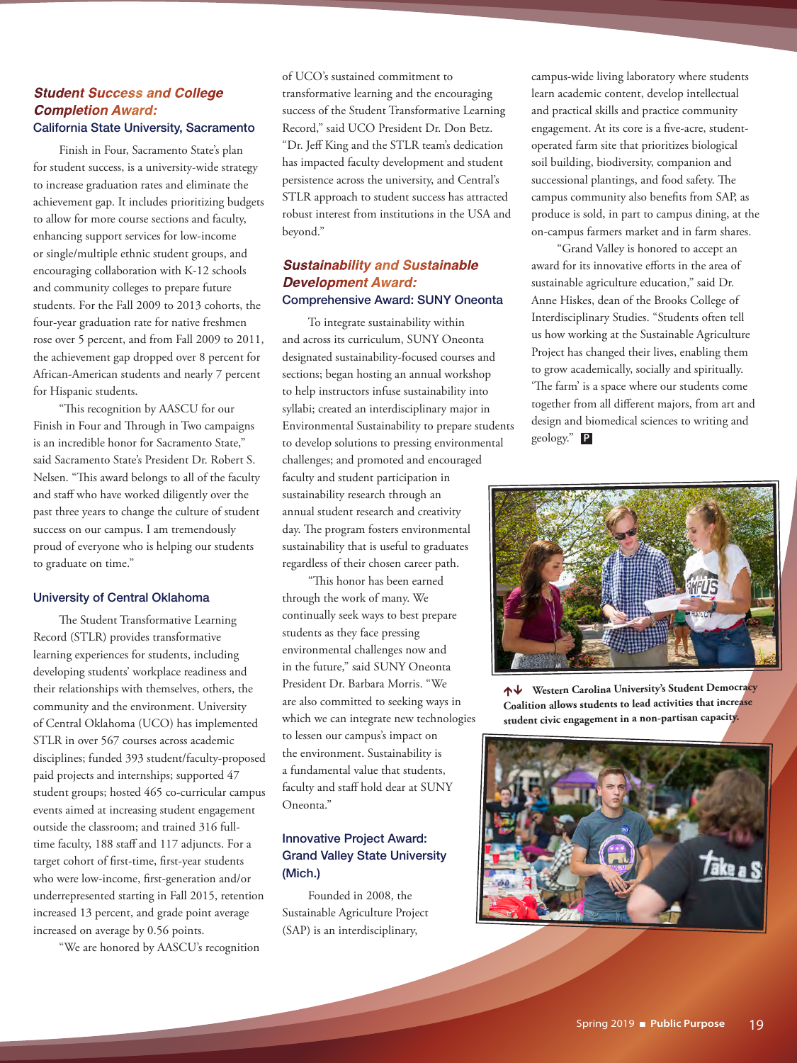### *Student Success and College Completion Award:*

#### California State University, Sacramento

Finish in Four, Sacramento State's plan for student success, is a university-wide strategy to increase graduation rates and eliminate the achievement gap. It includes prioritizing budgets to allow for more course sections and faculty, enhancing support services for low-income or single/multiple ethnic student groups, and encouraging collaboration with K-12 schools and community colleges to prepare future students. For the Fall 2009 to 2013 cohorts, the four-year graduation rate for native freshmen rose over 5 percent, and from Fall 2009 to 2011, the achievement gap dropped over 8 percent for African-American students and nearly 7 percent for Hispanic students.

"This recognition by AASCU for our Finish in Four and Through in Two campaigns is an incredible honor for Sacramento State," said Sacramento State's President Dr. Robert S. Nelsen. "This award belongs to all of the faculty and staff who have worked diligently over the past three years to change the culture of student success on our campus. I am tremendously proud of everyone who is helping our students to graduate on time."

#### University of Central Oklahoma

The Student Transformative Learning Record (STLR) provides transformative learning experiences for students, including developing students' workplace readiness and their relationships with themselves, others, the community and the environment. University of Central Oklahoma (UCO) has implemented STLR in over 567 courses across academic disciplines; funded 393 student/faculty-proposed paid projects and internships; supported 47 student groups; hosted 465 co-curricular campus events aimed at increasing student engagement outside the classroom; and trained 316 full-time faculty, 188 staff and 117 adjuncts. For a target cohort of first-time, first-year students who were low-income, first-generation and/or underrepresented starting in Fall 2015, retention increased 13 percent, and grade point average increased on average by 0.56 points.

"We are honored by AASCU's recognition of UCO's sustained commitment to transformative learning and the encouraging success of the Student Transformative Learning Record," said UCO President Dr. Don Betz. "Dr. Jeff King and the STLR team's dedication has impacted faculty development and student persistence across the university, and Central's STLR approach to student success has attracted robust interest from institutions in the USA and beyond."

### *Sustainability and Sustainable Development Award:*

#### Comprehensive Award: SUNY Oneonta

To integrate sustainability within and across its curriculum, SUNY Oneonta designated sustainability-focused courses and sections; began hosting an annual workshop to help instructors infuse sustainability into syllabi; created an interdisciplinary major in Environmental Sustainability to prepare students to develop solutions to pressing environmental challenges; and promoted and encouraged faculty and student participation in sustainability research through an annual student research and creativity day. The program fosters environmental sustainability that is useful to graduates regardless of their chosen career path.

"This honor has been earned through the work of many. We continually seek ways to best prepare students as they face pressing environmental challenges now and in the future," said SUNY Oneonta President Dr. Barbara Morris. "We are also committed to seeking ways in which we can integrate new technologies to lessen our campus's impact on the environment. Sustainability is a fundamental value that students, faculty and staff hold dear at SUNY Oneonta."

#### Innovative Project Award: Grand Valley State University (Mich.)

Founded in 2008, the Sustainable Agriculture Project (SAP) is an interdisciplinary, campus-wide living laboratory where students learn academic content, develop intellectual and practical skills and practice community engagement. At its core is a five-acre, student-operated farm site that prioritizes biological soil building, biodiversity, companion and successional plantings, and food safety. The campus community also benefits from SAP, as produce is sold, in part to campus dining, at the on-campus farmers market and in farm shares.

"Grand Valley is honored to accept an award for its innovative efforts in the area of sustainable agriculture education," said Dr. Anne Hiskes, dean of the Brooks College of Interdisciplinary Studies. "Students often tell us how working at the Sustainable Agriculture Project has changed their lives, enabling them to grow academically, socially and spiritually. 'The farm' is a space where our students come together from all different majors, from art and design and biomedical sciences to writing and geology." P

↑↓ **Western Carolina University's Student Democracy Coalition allows students to lead activities that increase student civic engagement in a non-partisan capacity.**